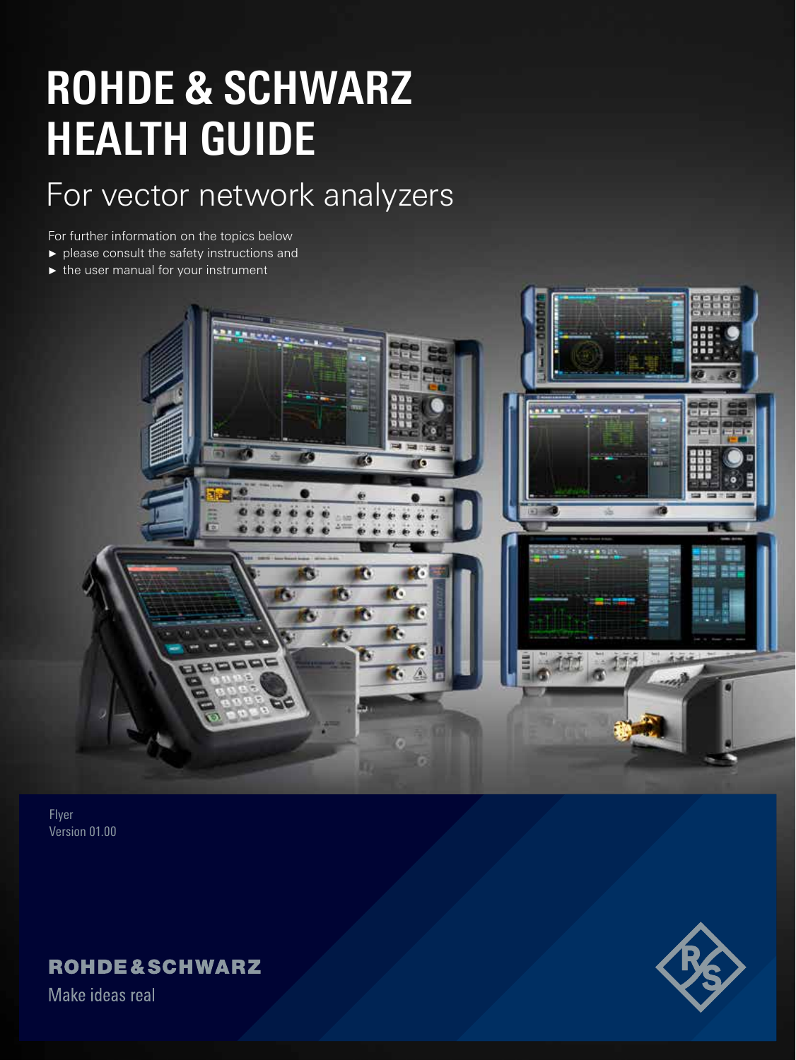# ROHDE & SCHWARZ HEALTH GUIDE

## For vector network analyzers

For further information on the topics below

- please consult the safety instructions and
- the user manual for your instrument

Flyer
Version 01.00

ROHDE&SCHWARZ

Make ideas real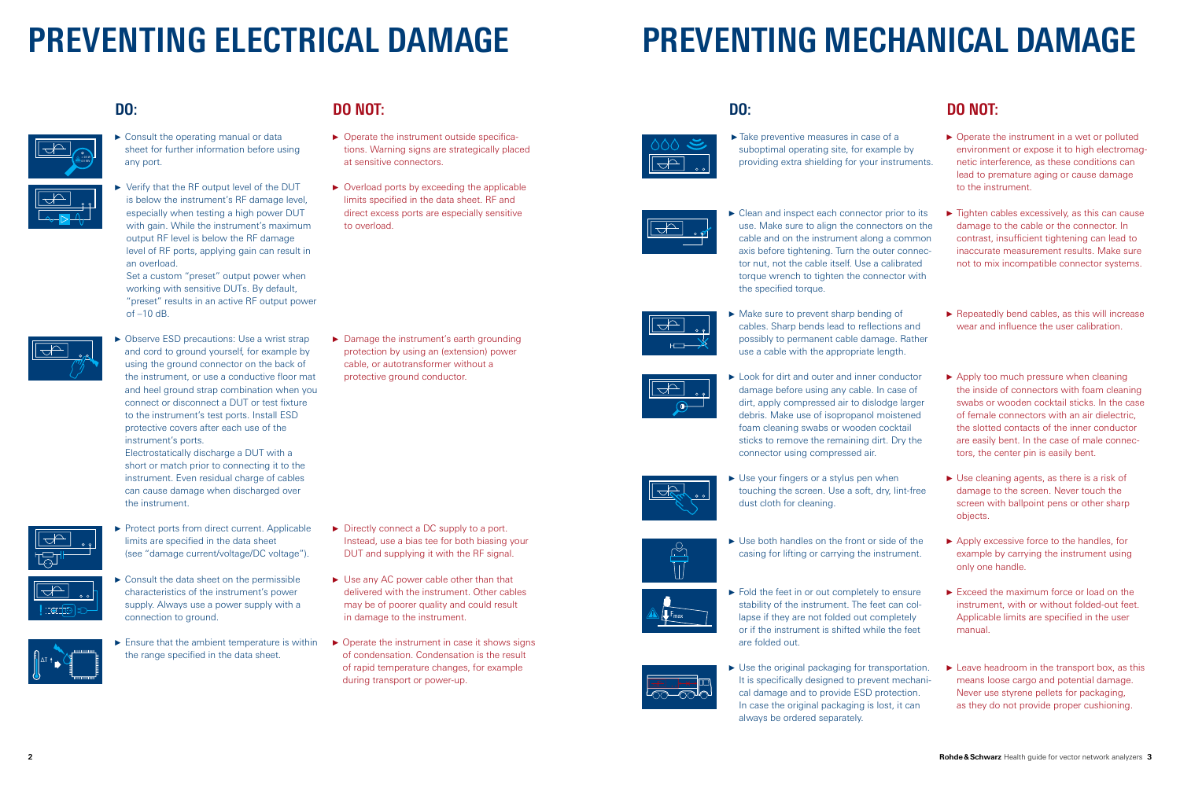# PREVENTING ELECTRICAL DAMAGE

## DO:

- Consult the operating manual or data sheet for further information before using any port.
- Verify that the RF output level of the DUT is below the instrument's RF damage level, especially when testing a high power DUT with gain. While the instrument's maximum output RF level is below the RF damage level of RF ports, applying gain can result in an overload.
  Set a custom "preset" output power when working with sensitive DUTs. By default, "preset" results in an active RF output power of –10 dB.
- Observe ESD precautions: Use a wrist strap and cord to ground yourself, for example by using the ground connector on the back of the instrument, or use a conductive floor mat and heel ground strap combination when you connect or disconnect a DUT or test fixture to the instrument's test ports. Install ESD protective covers after each use of the instrument's ports.
  Electrostatically discharge a DUT with a short or match prior to connecting it to the instrument. Even residual charge of cables can cause damage when discharged over the instrument.
- Protect ports from direct current. Applicable limits are specified in the data sheet (see "damage current/voltage/DC voltage").
- Consult the data sheet on the permissible characteristics of the instrument's power supply. Always use a power supply with a connection to ground.
- Ensure that the ambient temperature is within the range specified in the data sheet.

## DO NOT:

- Operate the instrument outside specifications. Warning signs are strategically placed at sensitive connectors.
- Overload ports by exceeding the applicable limits specified in the data sheet. RF and direct excess ports are especially sensitive to overload.
- Damage the instrument's earth grounding protection by using an (extension) power cable, or autotransformer without a protective ground conductor.
- Directly connect a DC supply to a port. Instead, use a bias tee for both biasing your DUT and supplying it with the RF signal.
- Use any AC power cable other than that delivered with the instrument. Other cables may be of poorer quality and could result in damage to the instrument.
- Operate the instrument in case it shows signs of condensation. Condensation is the result of rapid temperature changes, for example during transport or power-up.

# PREVENTING MECHANICAL DAMAGE

## DO:

- Take preventive measures in case of a suboptimal operating site, for example by providing extra shielding for your instruments.
- Clean and inspect each connector prior to its use. Make sure to align the connectors on the cable and on the instrument along a common axis before tightening. Turn the outer connector nut, not the cable itself. Use a calibrated torque wrench to tighten the connector with the specified torque.
- Make sure to prevent sharp bending of cables. Sharp bends lead to reflections and possibly to permanent cable damage. Rather use a cable with the appropriate length.
- Look for dirt and outer and inner conductor damage before using any cable. In case of dirt, apply compressed air to dislodge larger debris. Make use of isopropanol moistened foam cleaning swabs or wooden cocktail sticks to remove the remaining dirt. Dry the connector using compressed air.
- Use your fingers or a stylus pen when touching the screen. Use a soft, dry, lint-free dust cloth for cleaning.
- Use both handles on the front or side of the casing for lifting or carrying the instrument.
- Fold the feet in or out completely to ensure stability of the instrument. The feet can collapse if they are not folded out completely or if the instrument is shifted while the feet are folded out.
- Use the original packaging for transportation. It is specifically designed to prevent mechanical damage and to provide ESD protection. In case the original packaging is lost, it can always be ordered separately.

## DO NOT:

- Operate the instrument in a wet or polluted environment or expose it to high electromagnetic interference, as these conditions can lead to premature aging or cause damage to the instrument.
- Tighten cables excessively, as this can cause damage to the cable or the connector. In contrast, insufficient tightening can lead to inaccurate measurement results. Make sure not to mix incompatible connector systems.
- Repeatedly bend cables, as this will increase wear and influence the user calibration.
- Apply too much pressure when cleaning the inside of connectors with foam cleaning swabs or wooden cocktail sticks. In the case of female connectors with an air dielectric, the slotted contacts of the inner conductor are easily bent. In the case of male connectors, the center pin is easily bent.
- Use cleaning agents, as there is a risk of damage to the screen. Never touch the screen with ballpoint pens or other sharp objects.
- Apply excessive force to the handles, for example by carrying the instrument using only one handle.
- Exceed the maximum force or load on the instrument, with or without folded-out feet. Applicable limits are specified in the user manual.
- Leave headroom in the transport box, as this means loose cargo and potential damage. Never use styrene pellets for packaging, as they do not provide proper cushioning.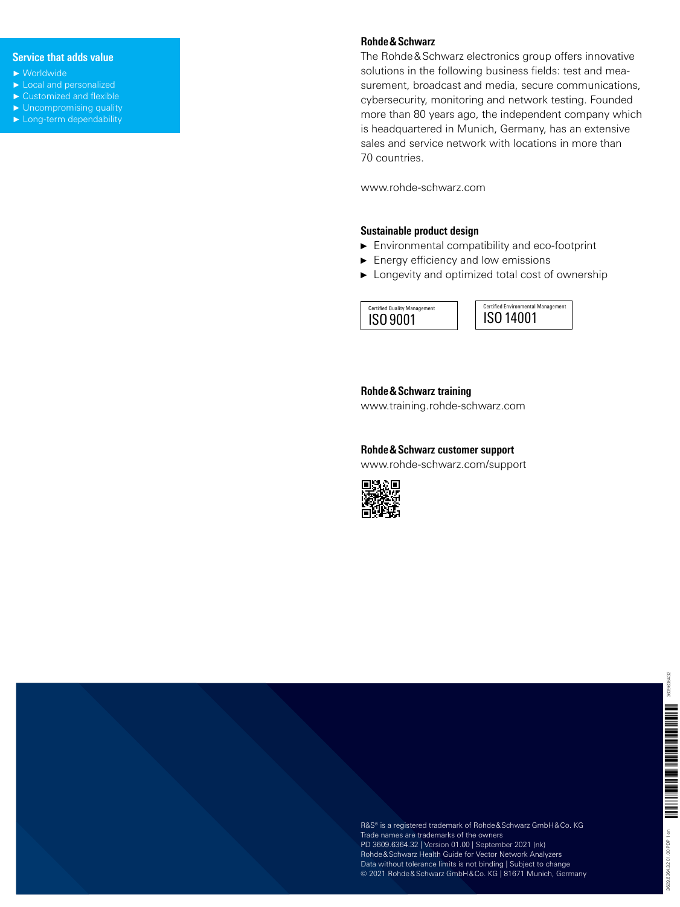## Service that adds value

- Worldwide
- Local and personalized
- Customized and flexible
- Uncompromising quality
- Long-term dependability

## Rohde & Schwarz

The Rohde & Schwarz electronics group offers innovative solutions in the following business fields: test and measurement, broadcast and media, secure communications, cybersecurity, monitoring and network testing. Founded more than 80 years ago, the independent company which is headquartered in Munich, Germany, has an extensive sales and service network with locations in more than 70 countries.

www.rohde-schwarz.com

## Sustainable product design

- Environmental compatibility and eco-footprint
- Energy efficiency and low emissions
- Longevity and optimized total cost of ownership

Certified Quality Management
ISO 9001

Certified Environmental Management
ISO 14001

## Rohde & Schwarz training

www.training.rohde-schwarz.com

## Rohde & Schwarz customer support

www.rohde-schwarz.com/support

R&S® is a registered trademark of Rohde & Schwarz GmbH & Co. KG
Trade names are trademarks of the owners
PD 3609.6364.32 | Version 01.00 | September 2021 (nk)
Rohde & Schwarz Health Guide for Vector Network Analyzers
Data without tolerance limits is not binding | Subject to change
© 2021 Rohde & Schwarz GmbH & Co. KG | 81671 Munich, Germany

3609636432

3609.6364.32 01.00 PDF 1 en